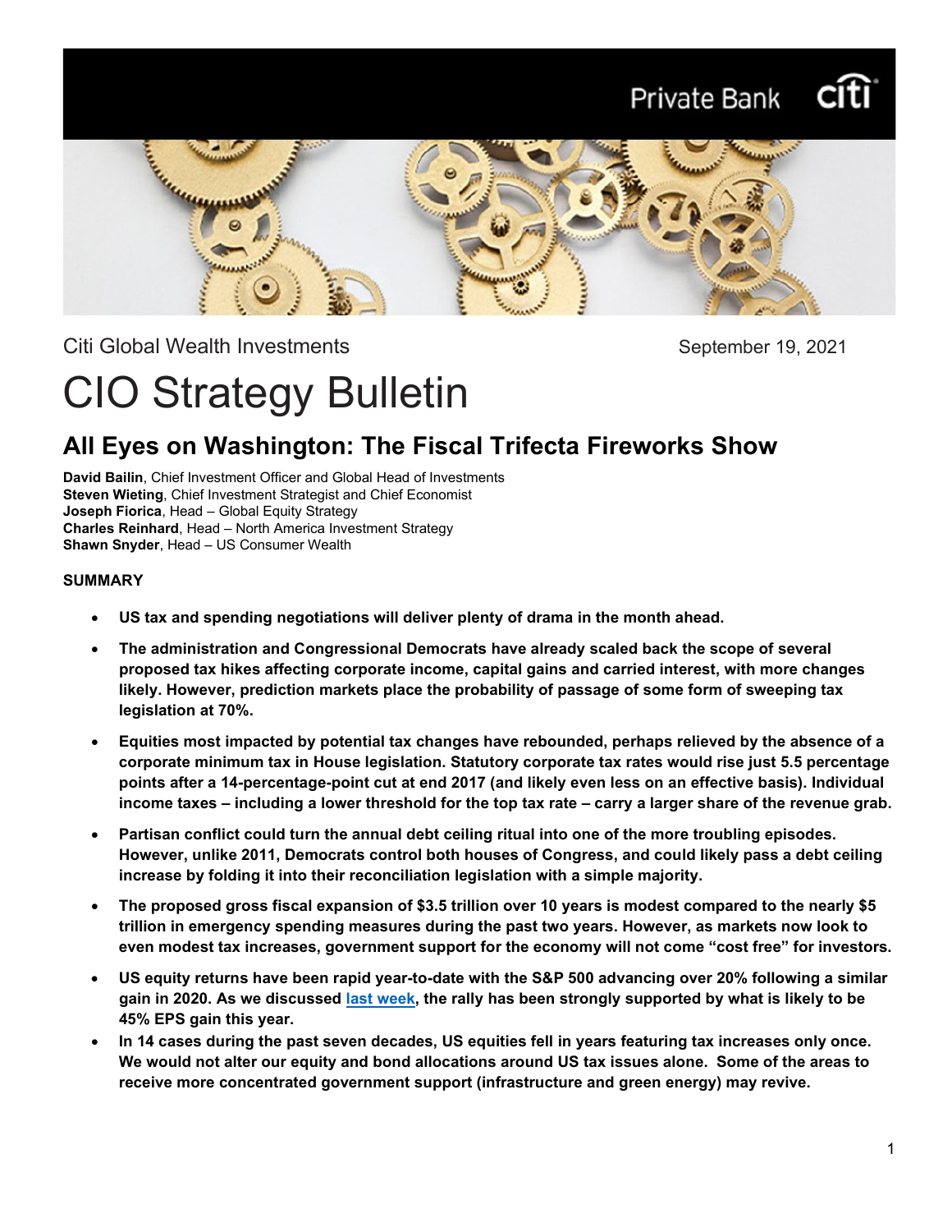Citi Global Wealth Investments

September 19, 2021

# CIO Strategy Bulletin

## All Eyes on Washington: The Fiscal Trifecta Fireworks Show

**David Bailin**, Chief Investment Officer and Global Head of Investments
**Steven Wieting**, Chief Investment Strategist and Chief Economist
**Joseph Fiorica**, Head – Global Equity Strategy
**Charles Reinhard**, Head – North America Investment Strategy
**Shawn Snyder**, Head – US Consumer Wealth

### SUMMARY

- **US tax and spending negotiations will deliver plenty of drama in the month ahead.**
- **The administration and Congressional Democrats have already scaled back the scope of several proposed tax hikes affecting corporate income, capital gains and carried interest, with more changes likely. However, prediction markets place the probability of passage of some form of sweeping tax legislation at 70%.**
- **Equities most impacted by potential tax changes have rebounded, perhaps relieved by the absence of a corporate minimum tax in House legislation. Statutory corporate tax rates would rise just 5.5 percentage points after a 14-percentage-point cut at end 2017 (and likely even less on an effective basis). Individual income taxes – including a lower threshold for the top tax rate – carry a larger share of the revenue grab.**
- **Partisan conflict could turn the annual debt ceiling ritual into one of the more troubling episodes. However, unlike 2011, Democrats control both houses of Congress, and could likely pass a debt ceiling increase by folding it into their reconciliation legislation with a simple majority.**
- **The proposed gross fiscal expansion of $3.5 trillion over 10 years is modest compared to the nearly $5 trillion in emergency spending measures during the past two years. However, as markets now look to even modest tax increases, government support for the economy will not come "cost free" for investors.**
- **US equity returns have been rapid year-to-date with the S&P 500 advancing over 20% following a similar gain in 2020. As we discussed [last week](), the rally has been strongly supported by what is likely to be 45% EPS gain this year.**
- **In 14 cases during the past seven decades, US equities fell in years featuring tax increases only once. We would not alter our equity and bond allocations around US tax issues alone. Some of the areas to receive more concentrated government support (infrastructure and green energy) may revive.**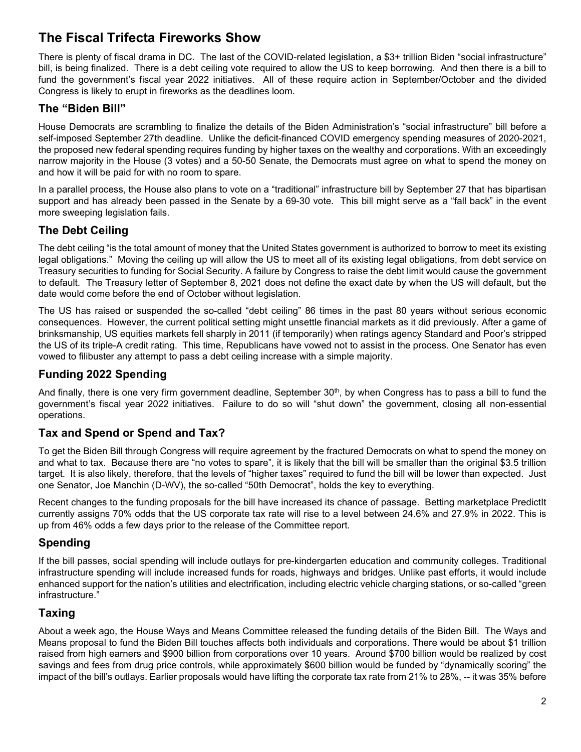# The Fiscal Trifecta Fireworks Show

There is plenty of fiscal drama in DC. The last of the COVID-related legislation, a $3+ trillion Biden "social infrastructure" bill, is being finalized. There is a debt ceiling vote required to allow the US to keep borrowing. And then there is a bill to fund the government's fiscal year 2022 initiatives. All of these require action in September/October and the divided Congress is likely to erupt in fireworks as the deadlines loom.

## The "Biden Bill"

House Democrats are scrambling to finalize the details of the Biden Administration's "social infrastructure" bill before a self-imposed September 27th deadline. Unlike the deficit-financed COVID emergency spending measures of 2020-2021, the proposed new federal spending requires funding by higher taxes on the wealthy and corporations. With an exceedingly narrow majority in the House (3 votes) and a 50-50 Senate, the Democrats must agree on what to spend the money on and how it will be paid for with no room to spare.

In a parallel process, the House also plans to vote on a "traditional" infrastructure bill by September 27 that has bipartisan support and has already been passed in the Senate by a 69-30 vote. This bill might serve as a "fall back" in the event more sweeping legislation fails.

## The Debt Ceiling

The debt ceiling "is the total amount of money that the United States government is authorized to borrow to meet its existing legal obligations." Moving the ceiling up will allow the US to meet all of its existing legal obligations, from debt service on Treasury securities to funding for Social Security. A failure by Congress to raise the debt limit would cause the government to default. The Treasury letter of September 8, 2021 does not define the exact date by when the US will default, but the date would come before the end of October without legislation.

The US has raised or suspended the so-called "debt ceiling" 86 times in the past 80 years without serious economic consequences. However, the current political setting might unsettle financial markets as it did previously. After a game of brinksmanship, US equities markets fell sharply in 2011 (if temporarily) when ratings agency Standard and Poor's stripped the US of its triple-A credit rating. This time, Republicans have vowed not to assist in the process. One Senator has even vowed to filibuster any attempt to pass a debt ceiling increase with a simple majority.

## Funding 2022 Spending

And finally, there is one very firm government deadline, September 30th, by when Congress has to pass a bill to fund the government's fiscal year 2022 initiatives. Failure to do so will "shut down" the government, closing all non-essential operations.

## Tax and Spend or Spend and Tax?

To get the Biden Bill through Congress will require agreement by the fractured Democrats on what to spend the money on and what to tax. Because there are "no votes to spare", it is likely that the bill will be smaller than the original $3.5 trillion target. It is also likely, therefore, that the levels of "higher taxes" required to fund the bill will be lower than expected. Just one Senator, Joe Manchin (D-WV), the so-called "50th Democrat", holds the key to everything.

Recent changes to the funding proposals for the bill have increased its chance of passage. Betting marketplace PredictIt currently assigns 70% odds that the US corporate tax rate will rise to a level between 24.6% and 27.9% in 2022. This is up from 46% odds a few days prior to the release of the Committee report.

## Spending

If the bill passes, social spending will include outlays for pre-kindergarten education and community colleges. Traditional infrastructure spending will include increased funds for roads, highways and bridges. Unlike past efforts, it would include enhanced support for the nation's utilities and electrification, including electric vehicle charging stations, or so-called "green infrastructure."

## Taxing

About a week ago, the House Ways and Means Committee released the funding details of the Biden Bill. The Ways and Means proposal to fund the Biden Bill touches affects both individuals and corporations. There would be about $1 trillion raised from high earners and $900 billion from corporations over 10 years. Around $700 billion would be realized by cost savings and fees from drug price controls, while approximately $600 billion would be funded by "dynamically scoring" the impact of the bill's outlays. Earlier proposals would have lifting the corporate tax rate from 21% to 28%, -- it was 35% before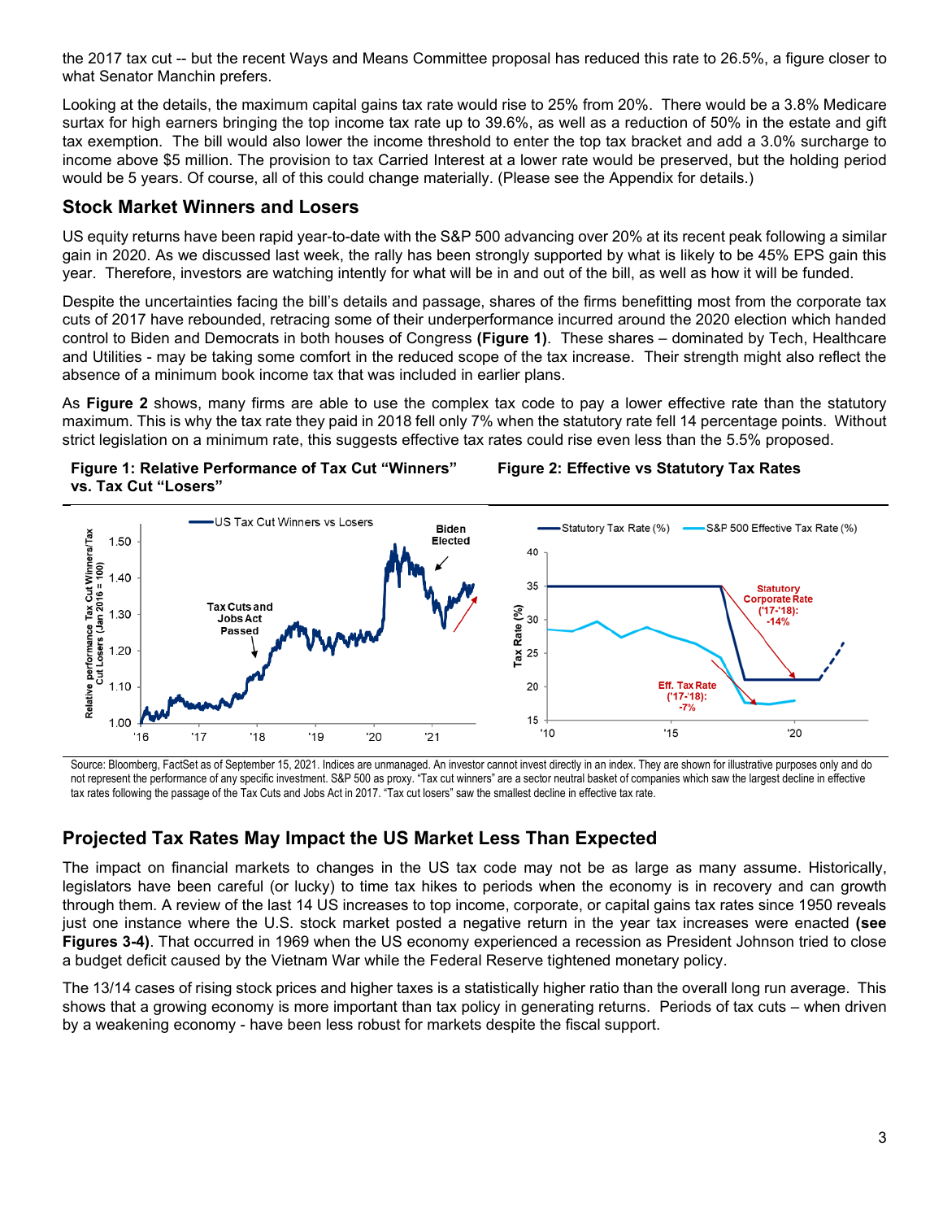the 2017 tax cut -- but the recent Ways and Means Committee proposal has reduced this rate to 26.5%, a figure closer to what Senator Manchin prefers.

Looking at the details, the maximum capital gains tax rate would rise to 25% from 20%. There would be a 3.8% Medicare surtax for high earners bringing the top income tax rate up to 39.6%, as well as a reduction of 50% in the estate and gift tax exemption. The bill would also lower the income threshold to enter the top tax bracket and add a 3.0% surcharge to income above $5 million. The provision to tax Carried Interest at a lower rate would be preserved, but the holding period would be 5 years. Of course, all of this could change materially. (Please see the Appendix for details.)

## Stock Market Winners and Losers

US equity returns have been rapid year-to-date with the S&P 500 advancing over 20% at its recent peak following a similar gain in 2020. As we discussed last week, the rally has been strongly supported by what is likely to be 45% EPS gain this year. Therefore, investors are watching intently for what will be in and out of the bill, as well as how it will be funded.

Despite the uncertainties facing the bill's details and passage, shares of the firms benefitting most from the corporate tax cuts of 2017 have rebounded, retracing some of their underperformance incurred around the 2020 election which handed control to Biden and Democrats in both houses of Congress **(Figure 1)**. These shares – dominated by Tech, Healthcare and Utilities - may be taking some comfort in the reduced scope of the tax increase. Their strength might also reflect the absence of a minimum book income tax that was included in earlier plans.

As **Figure 2** shows, many firms are able to use the complex tax code to pay a lower effective rate than the statutory maximum. This is why the tax rate they paid in 2018 fell only 7% when the statutory rate fell 14 percentage points. Without strict legislation on a minimum rate, this suggests effective tax rates could rise even less than the 5.5% proposed.

**Figure 1: Relative Performance of Tax Cut "Winners" vs. Tax Cut "Losers"**

**Figure 2: Effective vs Statutory Tax Rates**

Source: Bloomberg, FactSet as of September 15, 2021. Indices are unmanaged. An investor cannot invest directly in an index. They are shown for illustrative purposes only and do not represent the performance of any specific investment. S&P 500 as proxy. "Tax cut winners" are a sector neutral basket of companies which saw the largest decline in effective tax rates following the passage of the Tax Cuts and Jobs Act in 2017. "Tax cut losers" saw the smallest decline in effective tax rate.

## Projected Tax Rates May Impact the US Market Less Than Expected

The impact on financial markets to changes in the US tax code may not be as large as many assume. Historically, legislators have been careful (or lucky) to time tax hikes to periods when the economy is in recovery and can growth through them. A review of the last 14 US increases to top income, corporate, or capital gains tax rates since 1950 reveals just one instance where the U.S. stock market posted a negative return in the year tax increases were enacted **(see Figures 3-4)**. That occurred in 1969 when the US economy experienced a recession as President Johnson tried to close a budget deficit caused by the Vietnam War while the Federal Reserve tightened monetary policy.

The 13/14 cases of rising stock prices and higher taxes is a statistically higher ratio than the overall long run average. This shows that a growing economy is more important than tax policy in generating returns. Periods of tax cuts – when driven by a weakening economy - have been less robust for markets despite the fiscal support.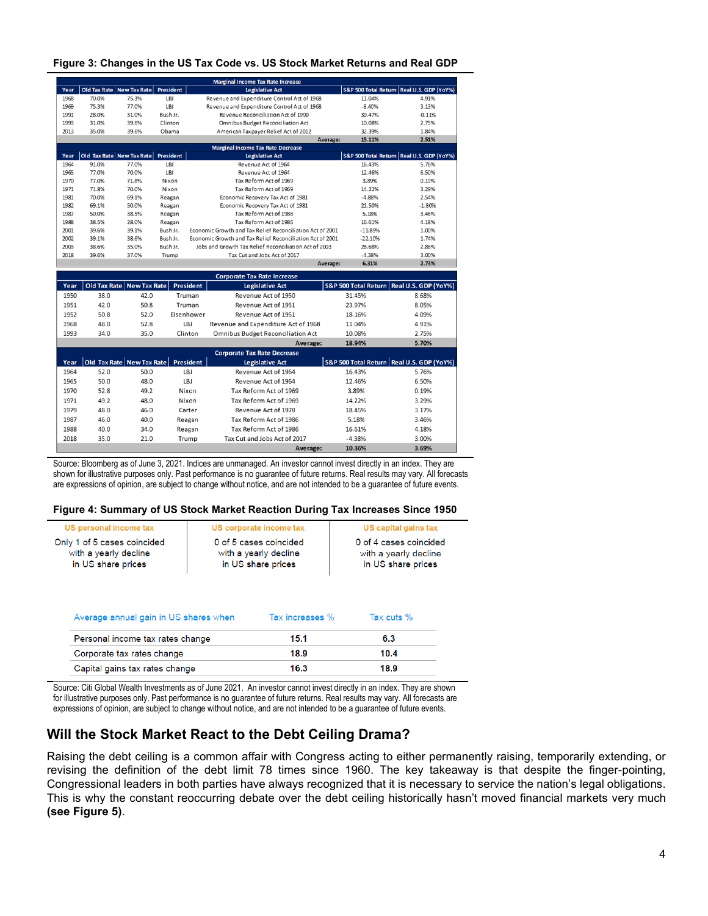**Figure 3: Changes in the US Tax Code vs. US Stock Market Returns and Real GDP**

| Marginal Income Tax Rate Increase | | | | | | |
|---|---|---|---|---|---|---|
| Year | Old Tax Rate | New Tax Rate | President | Legislative Act | S&P 500 Total Return | Real U.S. GDP (YoY%) |
| 1968 | 70.0% | 75.3% | LBJ | Revenue and Expenditure Control Act of 1968 | 11.04% | 4.91% |
| 1969 | 75.3% | 77.0% | LBJ | Revenue and Expenditure Control Act of 1968 | -8.40% | 3.13% |
| 1991 | 28.0% | 31.0% | Bush Jr. | Revenue Reconciliation Act of 1990 | 30.47% | -0.11% |
| 1993 | 31.0% | 39.6% | Clinton | Omnibus Budget Reconciliation Act | 10.08% | 2.75% |
| 2013 | 35.0% | 39.6% | Obama | American Taxpayer Relief Act of 2012 | 32.39% | 1.84% |
| | | | | Average: | 15.11% | 2.51% |

| Marginal Income Tax Rate Decrease | | | | | | |
|---|---|---|---|---|---|---|
| Year | Old Tax Rate | New Tax Rate | President | Legislative Act | S&P 500 Total Return | Real U.S. GDP (YoY%) |
| 1964 | 91.0% | 77.0% | LBJ | Revenue Act of 1964 | 16.43% | 5.76% |
| 1965 | 77.0% | 70.0% | LBJ | Revenue Act of 1964 | 12.46% | 6.50% |
| 1970 | 77.0% | 71.8% | Nixon | Tax Reform Act of 1969 | 3.89% | 0.19% |
| 1971 | 71.8% | 70.0% | Nixon | Tax Reform Act of 1969 | 14.22% | 3.29% |
| 1981 | 70.0% | 69.1% | Reagan | Economic Recovery Tax Act of 1981 | -4.88% | 2.54% |
| 1982 | 69.1% | 50.0% | Reagan | Economic Recovery Tax Act of 1981 | 21.50% | -1.80% |
| 1987 | 50.0% | 38.5% | Reagan | Tax Reform Act of 1986 | 5.18% | 3.46% |
| 1988 | 38.5% | 28.0% | Reagan | Tax Reform Act of 1986 | 16.61% | 4.18% |
| 2001 | 39.6% | 39.1% | Bush Jr. | Economic Growth and Tax Relief Reconciliation Act of 2001 | -11.89% | 1.00% |
| 2002 | 39.1% | 38.6% | Bush Jr. | Economic Growth and Tax Relief Reconciliation Act of 2001 | -22.10% | 1.74% |
| 2003 | 38.6% | 35.0% | Bush Jr. | Jobs and Growth Tax Relief Reconciliation Act of 2003 | 28.68% | 2.86% |
| 2018 | 39.6% | 37.0% | Trump | Tax Cut and Jobs Act of 2017 | -4.38% | 3.00% |
| | | | | Average: | 6.31% | 2.73% |

| Corporate Tax Rate Increase | | | | | | |
|---|---|---|---|---|---|---|
| Year | Old Tax Rate | New Tax Rate | President | Legislative Act | S&P 500 Total Return | Real U.S. GDP (YoY%) |
| 1950 | 38.0 | 42.0 | Truman | Revenue Act of 1950 | 31.45% | 8.68% |
| 1951 | 42.0 | 50.8 | Truman | Revenue Act of 1951 | 23.97% | 8.05% |
| 1952 | 50.8 | 52.0 | Eisenhower | Revenue Act of 1951 | 18.16% | 4.09% |
| 1968 | 48.0 | 52.8 | LBJ | Revenue and Expenditure Act of 1968 | 11.04% | 4.91% |
| 1993 | 34.0 | 35.0 | Clinton | Omnibus Budget Reconciliation Act | 10.08% | 2.75% |
| | | | | Average: | 18.94% | 5.70% |

| Corporate Tax Rate Decrease | | | | | | |
|---|---|---|---|---|---|---|
| Year | Old Tax Rate | New Tax Rate | President | Legislative Act | S&P 500 Total Return | Real U.S. GDP (YoY%) |
| 1964 | 52.0 | 50.0 | LBJ | Revenue Act of 1964 | 16.43% | 5.76% |
| 1965 | 50.0 | 48.0 | LBJ | Revenue Act of 1964 | 12.46% | 6.50% |
| 1970 | 52.8 | 49.2 | Nixon | Tax Reform Act of 1969 | 3.89% | 0.19% |
| 1971 | 49.2 | 48.0 | Nixon | Tax Reform Act of 1969 | 14.22% | 3.29% |
| 1979 | 48.0 | 46.0 | Carter | Revenue Act of 1978 | 18.45% | 3.17% |
| 1987 | 46.0 | 40.0 | Reagan | Tax Reform Act of 1986 | 5.18% | 3.46% |
| 1988 | 40.0 | 34.0 | Reagan | Tax Reform Act of 1986 | 16.61% | 4.18% |
| 2018 | 35.0 | 21.0 | Trump | Tax Cut and Jobs Act of 2017 | -4.38% | 3.00% |
| | | | | Average: | 10.36% | 3.69% |

Source: Bloomberg as of June 3, 2021. Indices are unmanaged. An investor cannot invest directly in an index. They are shown for illustrative purposes only. Past performance is no guarantee of future returns. Real results may vary. All forecasts are expressions of opinion, are subject to change without notice, and are not intended to be a guarantee of future events.

**Figure 4: Summary of US Stock Market Reaction During Tax Increases Since 1950**

| US personal income tax | US corporate income tax | US capital gains tax |
|---|---|---|
| Only 1 of 5 cases coincided with a yearly decline in US share prices | 0 of 5 cases coincided with a yearly decline in US share prices | 0 of 4 cases coincided with a yearly decline in US share prices |

| Average annual gain in US shares when | Tax increases % | Tax cuts % |
|---|---|---|
| Personal income tax rates change | 15.1 | 6.3 |
| Corporate tax rates change | 18.9 | 10.4 |
| Capital gains tax rates change | 16.3 | 18.9 |

Source: Citi Global Wealth Investments as of June 2021. An investor cannot invest directly in an index. They are shown for illustrative purposes only. Past performance is no guarantee of future returns. Real results may vary. All forecasts are expressions of opinion, are subject to change without notice, and are not intended to be a guarantee of future events.

## Will the Stock Market React to the Debt Ceiling Drama?

Raising the debt ceiling is a common affair with Congress acting to either permanently raising, temporarily extending, or revising the definition of the debt limit 78 times since 1960. The key takeaway is that despite the finger-pointing, Congressional leaders in both parties have always recognized that it is necessary to service the nation's legal obligations. This is why the constant reoccurring debate over the debt ceiling historically hasn't moved financial markets very much **(see Figure 5)**.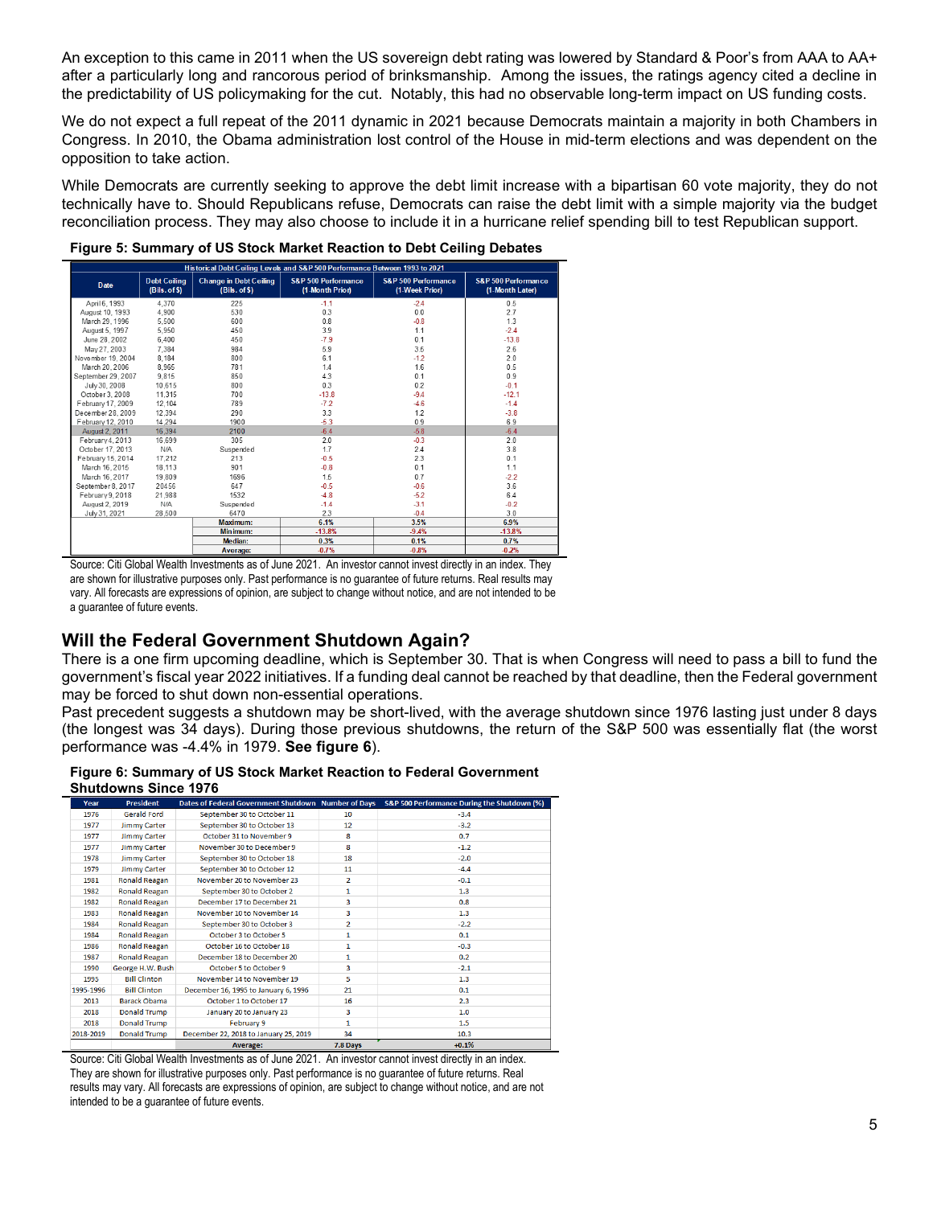An exception to this came in 2011 when the US sovereign debt rating was lowered by Standard & Poor's from AAA to AA+ after a particularly long and rancorous period of brinksmanship. Among the issues, the ratings agency cited a decline in the predictability of US policymaking for the cut. Notably, this had no observable long-term impact on US funding costs.

We do not expect a full repeat of the 2011 dynamic in 2021 because Democrats maintain a majority in both Chambers in Congress. In 2010, the Obama administration lost control of the House in mid-term elections and was dependent on the opposition to take action.

While Democrats are currently seeking to approve the debt limit increase with a bipartisan 60 vote majority, they do not technically have to. Should Republicans refuse, Democrats can raise the debt limit with a simple majority via the budget reconciliation process. They may also choose to include it in a hurricane relief spending bill to test Republican support.

**Figure 5: Summary of US Stock Market Reaction to Debt Ceiling Debates**

| Historical Debt Ceiling Levels and S&P 500 Performance Between 1993 to 2021 | | | | | |
|---|---|---|---|---|---|
| Date | Debt Ceiling (Bils. of $) | Change in Debt Ceiling (Bils. of $) | S&P 500 Performance (1-Month Prior) | S&P 500 Performance (1-Week Prior) | S&P 500 Performance (1-Month Later) |
| April 6, 1993 | 4,370 | 225 | -1.1 | -2.4 | 0.5 |
| August 10, 1993 | 4,900 | 530 | 0.3 | 0.0 | 2.7 |
| March 29, 1996 | 5,500 | 600 | 0.8 | -0.8 | 1.3 |
| August 5, 1997 | 5,950 | 450 | 3.9 | 1.1 | -2.4 |
| June 28, 2002 | 6,400 | 450 | -7.9 | 0.1 | -13.8 |
| May 27, 2003 | 7,384 | 984 | 5.9 | 3.5 | 2.6 |
| November 19, 2004 | 8,184 | 800 | 6.1 | -1.2 | 2.0 |
| March 20, 2006 | 8,965 | 781 | 1.4 | 1.6 | 0.5 |
| September 29, 2007 | 9,815 | 850 | 4.3 | 0.1 | 0.9 |
| July 30, 2008 | 10,615 | 800 | 0.3 | 0.2 | -0.1 |
| October 3, 2008 | 11,315 | 700 | -13.8 | -9.4 | -12.1 |
| February 17, 2009 | 12,104 | 789 | -7.2 | -4.6 | -1.4 |
| December 28, 2009 | 12,394 | 290 | 3.3 | 1.2 | -3.8 |
| February 12, 2010 | 14,294 | 1900 | -5.3 | 0.9 | 6.9 |
| August 2, 2011 | 16,394 | 2100 | -6.4 | -5.8 | -6.4 |
| February 4, 2013 | 16,699 | 305 | 2.0 | -0.3 | 2.0 |
| October 17, 2013 | N/A | Suspended | 1.7 | 2.4 | 3.8 |
| February 15, 2014 | 17,212 | 213 | -0.5 | 2.3 | 0.1 |
| March 16, 2015 | 18,113 | 901 | -0.8 | 0.1 | 1.1 |
| March 16, 2017 | 19,809 | 1696 | 1.5 | 0.7 | -2.2 |
| September 8, 2017 | 20456 | 647 | -0.5 | -0.6 | 3.6 |
| February 9, 2018 | 21,988 | 1532 | -4.8 | -5.2 | 6.4 |
| August 2, 2019 | N/A | Suspended | -1.4 | -3.1 | -0.2 |
| July 31, 2021 | 28,500 | 6470 | 2.3 | -0.4 | 3.0 |
| | | Maximum: | 6.1% | 3.5% | 6.9% |
| | | Minimum: | -13.8% | -9.4% | -13.8% |
| | | Median: | 0.3% | 0.1% | 0.7% |
| | | Average: | -0.7% | -0.8% | -0.2% |

Source: Citi Global Wealth Investments as of June 2021. An investor cannot invest directly in an index. They are shown for illustrative purposes only. Past performance is no guarantee of future returns. Real results may vary. All forecasts are expressions of opinion, are subject to change without notice, and are not intended to be a guarantee of future events.

## Will the Federal Government Shutdown Again?

There is a one firm upcoming deadline, which is September 30. That is when Congress will need to pass a bill to fund the government's fiscal year 2022 initiatives. If a funding deal cannot be reached by that deadline, then the Federal government may be forced to shut down non-essential operations.

Past precedent suggests a shutdown may be short-lived, with the average shutdown since 1976 lasting just under 8 days (the longest was 34 days). During those previous shutdowns, the return of the S&P 500 was essentially flat (the worst performance was -4.4% in 1979. **See figure 6**).

**Figure 6: Summary of US Stock Market Reaction to Federal Government Shutdowns Since 1976**

| Year | President | Dates of Federal Government Shutdown | Number of Days | S&P 500 Performance During the Shutdown (%) |
|---|---|---|---|---|
| 1976 | Gerald Ford | September 30 to October 11 | 10 | -3.4 |
| 1977 | Jimmy Carter | September 30 to October 13 | 12 | -3.2 |
| 1977 | Jimmy Carter | October 31 to November 9 | 8 | 0.7 |
| 1977 | Jimmy Carter | November 30 to December 9 | 8 | -1.2 |
| 1978 | Jimmy Carter | September 30 to October 18 | 18 | -2.0 |
| 1979 | Jimmy Carter | September 30 to October 12 | 11 | -4.4 |
| 1981 | Ronald Reagan | November 20 to November 23 | 2 | -0.1 |
| 1982 | Ronald Reagan | September 30 to October 2 | 1 | 1.3 |
| 1982 | Ronald Reagan | December 17 to December 21 | 3 | 0.8 |
| 1983 | Ronald Reagan | November 10 to November 14 | 3 | 1.3 |
| 1984 | Ronald Reagan | September 30 to October 3 | 2 | -2.2 |
| 1984 | Ronald Reagan | October 3 to October 5 | 1 | 0.1 |
| 1986 | Ronald Reagan | October 16 to October 18 | 1 | -0.3 |
| 1987 | Ronald Reagan | December 18 to December 20 | 1 | 0.2 |
| 1990 | George H.W. Bush | October 5 to October 9 | 3 | -2.1 |
| 1995 | Bill Clinton | November 14 to November 19 | 5 | 1.3 |
| 1995-1996 | Bill Clinton | December 16, 1995 to January 6, 1996 | 21 | 0.1 |
| 2013 | Barack Obama | October 1 to October 17 | 16 | 2.3 |
| 2018 | Donald Trump | January 20 to January 23 | 3 | 1.0 |
| 2018 | Donald Trump | February 9 | 1 | 1.5 |
| 2018-2019 | Donald Trump | December 22, 2018 to January 25, 2019 | 34 | 10.3 |
| | | Average: | 7.8 Days | +0.1% |

Source: Citi Global Wealth Investments as of June 2021. An investor cannot invest directly in an index. They are shown for illustrative purposes only. Past performance is no guarantee of future returns. Real results may vary. All forecasts are expressions of opinion, are subject to change without notice, and are not intended to be a guarantee of future events.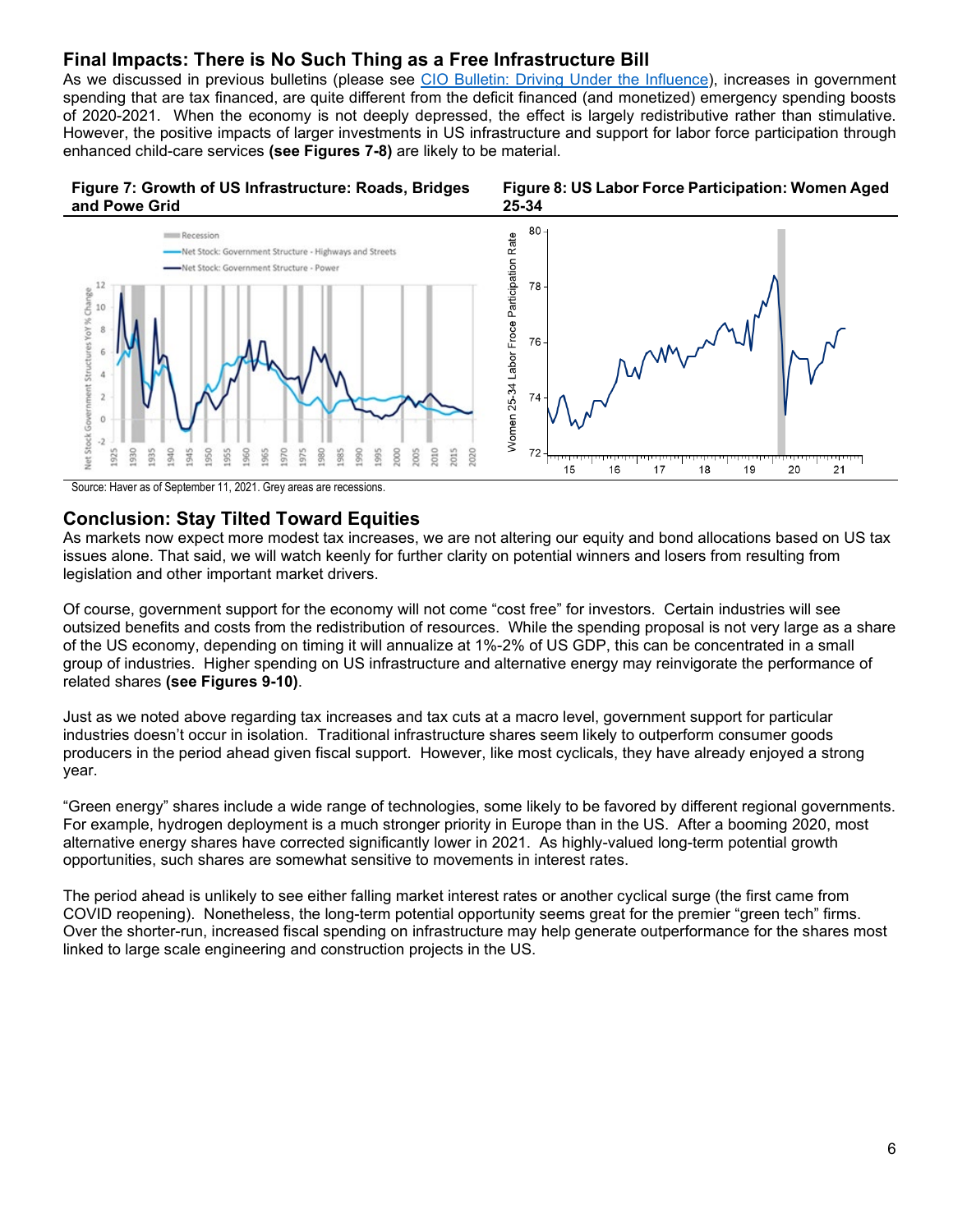## Final Impacts: There is No Such Thing as a Free Infrastructure Bill

As we discussed in previous bulletins (please see CIO Bulletin: Driving Under the Influence), increases in government spending that are tax financed, are quite different from the deficit financed (and monetized) emergency spending boosts of 2020-2021. When the economy is not deeply depressed, the effect is largely redistributive rather than stimulative. However, the positive impacts of larger investments in US infrastructure and support for labor force participation through enhanced child-care services **(see Figures 7-8)** are likely to be material.

**Figure 7: Growth of US Infrastructure: Roads, Bridges and Powe Grid**

**Figure 8: US Labor Force Participation: Women Aged 25-34**

Source: Haver as of September 11, 2021. Grey areas are recessions.

## Conclusion: Stay Tilted Toward Equities

As markets now expect more modest tax increases, we are not altering our equity and bond allocations based on US tax issues alone. That said, we will watch keenly for further clarity on potential winners and losers from resulting from legislation and other important market drivers.

Of course, government support for the economy will not come "cost free" for investors. Certain industries will see outsized benefits and costs from the redistribution of resources. While the spending proposal is not very large as a share of the US economy, depending on timing it will annualize at 1%-2% of US GDP, this can be concentrated in a small group of industries. Higher spending on US infrastructure and alternative energy may reinvigorate the performance of related shares **(see Figures 9-10)**.

Just as we noted above regarding tax increases and tax cuts at a macro level, government support for particular industries doesn't occur in isolation. Traditional infrastructure shares seem likely to outperform consumer goods producers in the period ahead given fiscal support. However, like most cyclicals, they have already enjoyed a strong year.

"Green energy" shares include a wide range of technologies, some likely to be favored by different regional governments. For example, hydrogen deployment is a much stronger priority in Europe than in the US. After a booming 2020, most alternative energy shares have corrected significantly lower in 2021. As highly-valued long-term potential growth opportunities, such shares are somewhat sensitive to movements in interest rates.

The period ahead is unlikely to see either falling market interest rates or another cyclical surge (the first came from COVID reopening). Nonetheless, the long-term potential opportunity seems great for the premier "green tech" firms. Over the shorter-run, increased fiscal spending on infrastructure may help generate outperformance for the shares most linked to large scale engineering and construction projects in the US.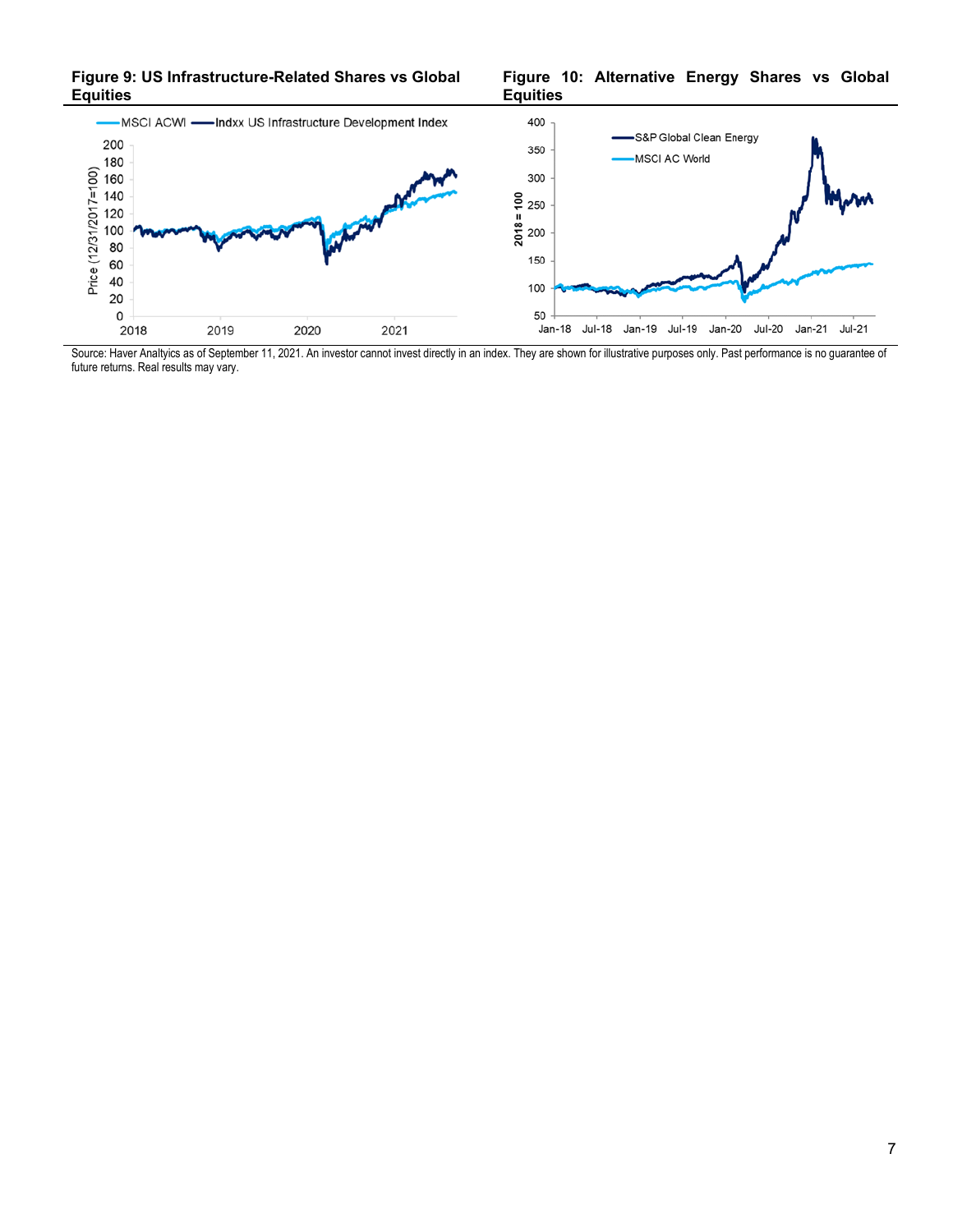**Figure 9: US Infrastructure-Related Shares vs Global Equities**

**Figure 10: Alternative Energy Shares vs Global Equities**

Source: Haver Analtyics as of September 11, 2021. An investor cannot invest directly in an index. They are shown for illustrative purposes only. Past performance is no guarantee of future returns. Real results may vary.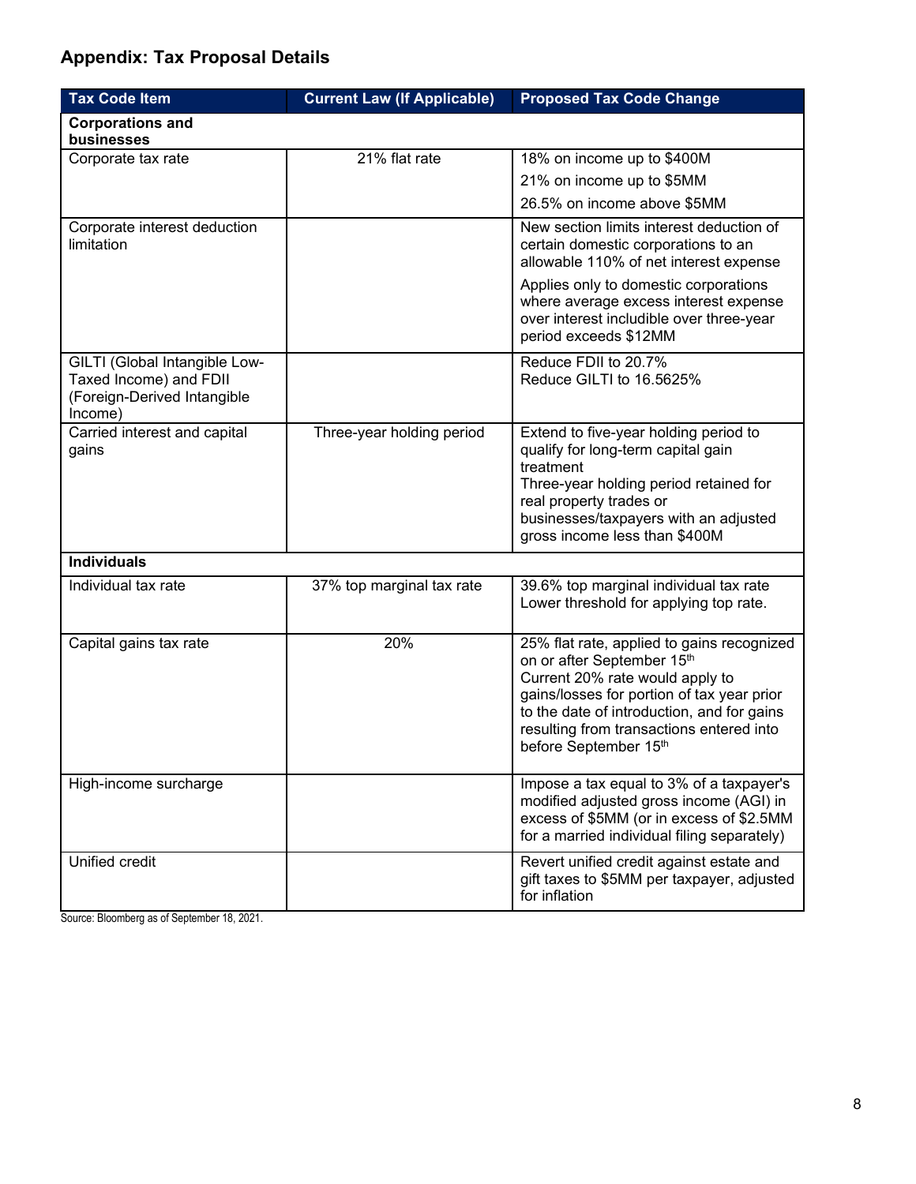## Appendix: Tax Proposal Details

| Tax Code Item | Current Law (If Applicable) | Proposed Tax Code Change |
|---|---|---|
| **Corporations and businesses** | | |
| Corporate tax rate | 21% flat rate | 18% on income up to $400M<br>21% on income up to $5MM<br>26.5% on income above $5MM |
| Corporate interest deduction limitation | | New section limits interest deduction of certain domestic corporations to an allowable 110% of net interest expense<br>Applies only to domestic corporations where average excess interest expense over interest includible over three-year period exceeds $12MM |
| GILTI (Global Intangible Low-Taxed Income) and FDII (Foreign-Derived Intangible Income) | | Reduce FDII to 20.7%<br>Reduce GILTI to 16.5625% |
| Carried interest and capital gains | Three-year holding period | Extend to five-year holding period to qualify for long-term capital gain treatment<br>Three-year holding period retained for real property trades or businesses/taxpayers with an adjusted gross income less than $400M |
| **Individuals** | | |
| Individual tax rate | 37% top marginal tax rate | 39.6% top marginal individual tax rate<br>Lower threshold for applying top rate. |
| Capital gains tax rate | 20% | 25% flat rate, applied to gains recognized on or after September 15th<br>Current 20% rate would apply to gains/losses for portion of tax year prior to the date of introduction, and for gains resulting from transactions entered into before September 15th |
| High-income surcharge | | Impose a tax equal to 3% of a taxpayer's modified adjusted gross income (AGI) in excess of $5MM (or in excess of $2.5MM for a married individual filing separately) |
| Unified credit | | Revert unified credit against estate and gift taxes to $5MM per taxpayer, adjusted for inflation |

Source: Bloomberg as of September 18, 2021.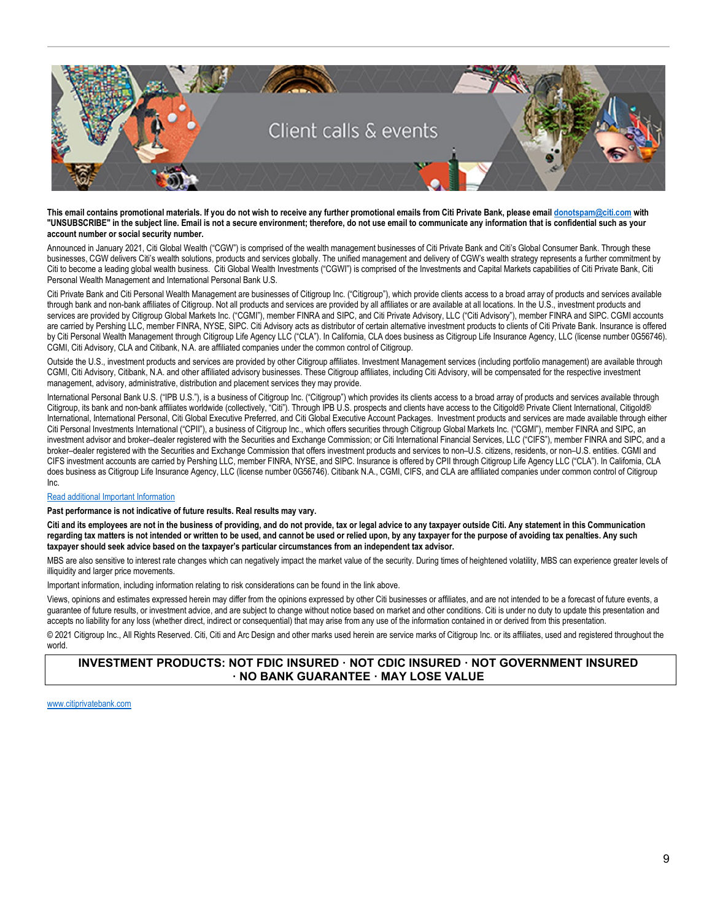Client calls & events

**This email contains promotional materials. If you do not wish to receive any further promotional emails from Citi Private Bank, please email donotspam@citi.com with "UNSUBSCRIBE" in the subject line. Email is not a secure environment; therefore, do not use email to communicate any information that is confidential such as your account number or social security number.**

Announced in January 2021, Citi Global Wealth ("CGW") is comprised of the wealth management businesses of Citi Private Bank and Citi's Global Consumer Bank. Through these businesses, CGW delivers Citi's wealth solutions, products and services globally. The unified management and delivery of CGW's wealth strategy represents a further commitment by Citi to become a leading global wealth business. Citi Global Wealth Investments ("CGWI") is comprised of the Investments and Capital Markets capabilities of Citi Private Bank, Citi Personal Wealth Management and International Personal Bank U.S.

Citi Private Bank and Citi Personal Wealth Management are businesses of Citigroup Inc. ("Citigroup"), which provide clients access to a broad array of products and services available through bank and non-bank affiliates of Citigroup. Not all products and services are provided by all affiliates or are available at all locations. In the U.S., investment products and services are provided by Citigroup Global Markets Inc. ("CGMI"), member FINRA and SIPC, and Citi Private Advisory, LLC ("Citi Advisory"), member FINRA and SIPC. CGMI accounts are carried by Pershing LLC, member FINRA, NYSE, SIPC. Citi Advisory acts as distributor of certain alternative investment products to clients of Citi Private Bank. Insurance is offered by Citi Personal Wealth Management through Citigroup Life Agency LLC ("CLA"). In California, CLA does business as Citigroup Life Insurance Agency, LLC (license number 0G56746). CGMI, Citi Advisory, CLA and Citibank, N.A. are affiliated companies under the common control of Citigroup.

Outside the U.S., investment products and services are provided by other Citigroup affiliates. Investment Management services (including portfolio management) are available through CGMI, Citi Advisory, Citibank, N.A. and other affiliated advisory businesses. These Citigroup affiliates, including Citi Advisory, will be compensated for the respective investment management, advisory, administrative, distribution and placement services they may provide.

International Personal Bank U.S. ("IPB U.S."), is a business of Citigroup Inc. ("Citigroup") which provides its clients access to a broad array of products and services available through Citigroup, its bank and non-bank affiliates worldwide (collectively, "Citi"). Through IPB U.S. prospects and clients have access to the Citigold® Private Client International, Citigold® International, International Personal, Citi Global Executive Preferred, and Citi Global Executive Account Packages. Investment products and services are made available through either Citi Personal Investments International ("CPII"), a business of Citigroup Inc., which offers securities through Citigroup Global Markets Inc. ("CGMI"), member FINRA and SIPC, an investment advisor and broker–dealer registered with the Securities and Exchange Commission; or Citi International Financial Services, LLC ("CIFS"), member FINRA and SIPC, and a broker–dealer registered with the Securities and Exchange Commission that offers investment products and services to non–U.S. citizens, residents, or non–U.S. entities. CGMI and CIFS investment accounts are carried by Pershing LLC, member FINRA, NYSE, and SIPC. Insurance is offered by CPII through Citigroup Life Agency LLC ("CLA"). In California, CLA does business as Citigroup Life Insurance Agency, LLC (license number 0G56746). Citibank N.A., CGMI, CIFS, and CLA are affiliated companies under common control of Citigroup Inc.

Read additional Important Information

**Past performance is not indicative of future results. Real results may vary.**

**Citi and its employees are not in the business of providing, and do not provide, tax or legal advice to any taxpayer outside Citi. Any statement in this Communication regarding tax matters is not intended or written to be used, and cannot be used or relied upon, by any taxpayer for the purpose of avoiding tax penalties. Any such taxpayer should seek advice based on the taxpayer's particular circumstances from an independent tax advisor.**

MBS are also sensitive to interest rate changes which can negatively impact the market value of the security. During times of heightened volatility, MBS can experience greater levels of illiquidity and larger price movements.

Important information, including information relating to risk considerations can be found in the link above.

Views, opinions and estimates expressed herein may differ from the opinions expressed by other Citi businesses or affiliates, and are not intended to be a forecast of future events, a guarantee of future results, or investment advice, and are subject to change without notice based on market and other conditions. Citi is under no duty to update this presentation and accepts no liability for any loss (whether direct, indirect or consequential) that may arise from any use of the information contained in or derived from this presentation.

© 2021 Citigroup Inc., All Rights Reserved. Citi, Citi and Arc Design and other marks used herein are service marks of Citigroup Inc. or its affiliates, used and registered throughout the world.

**INVESTMENT PRODUCTS: NOT FDIC INSURED · NOT CDIC INSURED · NOT GOVERNMENT INSURED · NO BANK GUARANTEE · MAY LOSE VALUE**

www.citiprivatebank.com